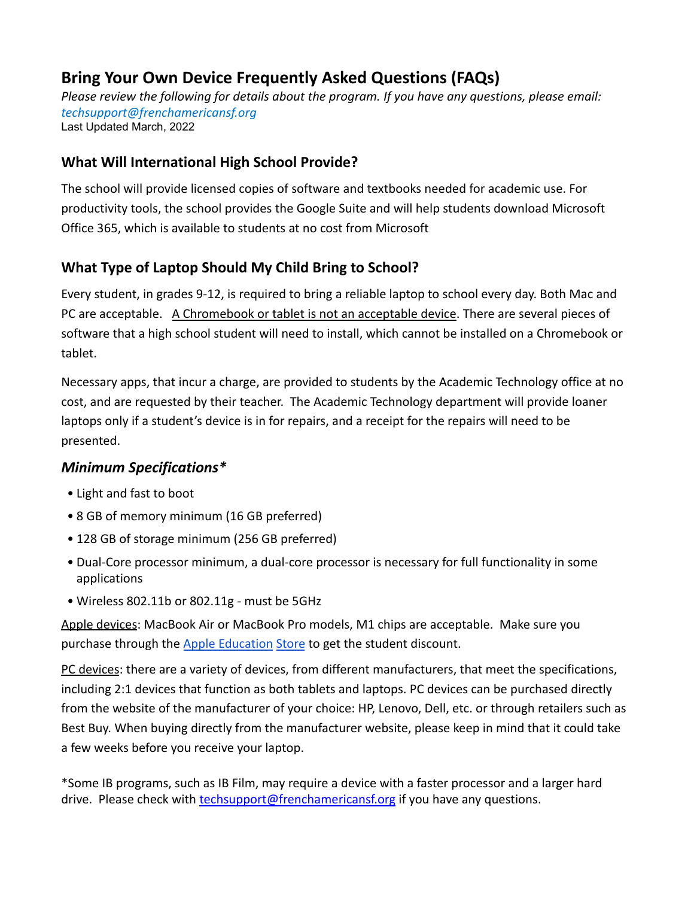# Bring Your Own Device Frequently Asked Questions (FAQs)

*Please review the following for details about the program. If you have any questions, please email: techsupport@frenchamericansf.org*

Last Updated March, 2022

## What Will International High School Provide?

The school will provide licensed copies of software and textbooks needed for academic use. For productivity tools, the school provides the Google Suite and will help students download Microsoft Office 365, which is available to students at no cost from Microsoft

## What Type of Laptop Should My Child Bring to School?

Every student, in grades 9-12, is required to bring a reliable laptop to school every day. Both Mac and PC are acceptable. A Chromebook or tablet is not an acceptable device. There are several pieces of software that a high school student will need to install, which cannot be installed on a Chromebook or tablet.

Necessary apps, that incur a charge, are provided to students by the Academic Technology office at no cost, and are requested by their teacher. The Academic Technology department will provide loaner laptops only if a student's device is in for repairs, and a receipt for the repairs will need to be presented.

### *Minimum Specifications**

- Light and fast to boot
- 8 GB of memory minimum (16 GB preferred)
- 128 GB of storage minimum (256 GB preferred)
- Dual-Core processor minimum, a dual-core processor is necessary for full functionality in some applications
- Wireless 802.11b or 802.11g - must be 5GHz

Apple devices: MacBook Air or MacBook Pro models, M1 chips are acceptable. Make sure you purchase through the Apple Education Store to get the student discount.

PC devices: there are a variety of devices, from different manufacturers, that meet the specifications, including 2:1 devices that function as both tablets and laptops. PC devices can be purchased directly from the website of the manufacturer of your choice: HP, Lenovo, Dell, etc. or through retailers such as Best Buy. When buying directly from the manufacturer website, please keep in mind that it could take a few weeks before you receive your laptop.

*Some IB programs, such as IB Film, may require a device with a faster processor and a larger hard drive. Please check with techsupport@frenchamericansf.org if you have any questions.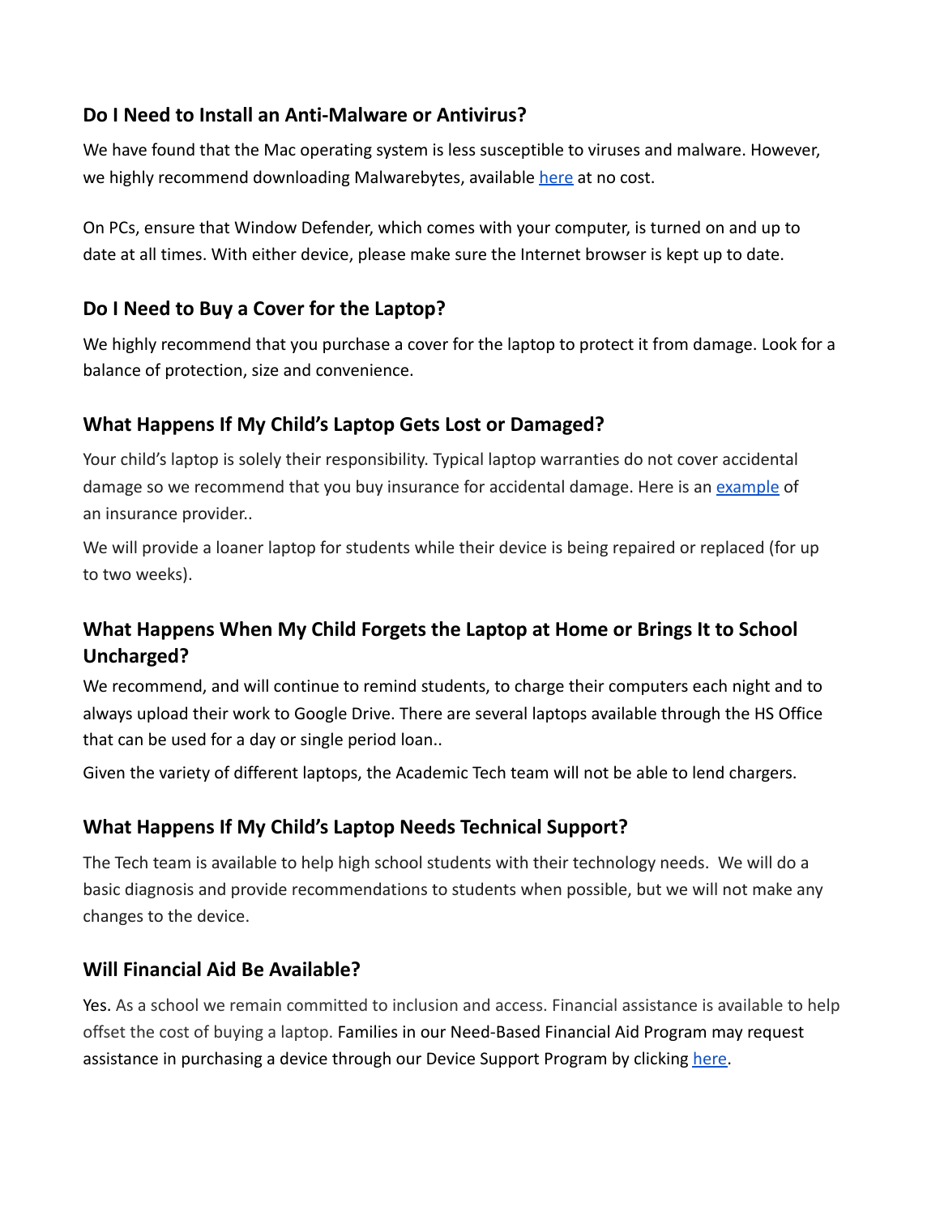### Do I Need to Install an Anti-Malware or Antivirus?

We have found that the Mac operating system is less susceptible to viruses and malware. However, we highly recommend downloading Malwarebytes, available here at no cost.

On PCs, ensure that Window Defender, which comes with your computer, is turned on and up to date at all times. With either device, please make sure the Internet browser is kept up to date.

### Do I Need to Buy a Cover for the Laptop?

We highly recommend that you purchase a cover for the laptop to protect it from damage. Look for a balance of protection, size and convenience.

### What Happens If My Child's Laptop Gets Lost or Damaged?

Your child's laptop is solely their responsibility. Typical laptop warranties do not cover accidental damage so we recommend that you buy insurance for accidental damage. Here is an example of an insurance provider..

We will provide a loaner laptop for students while their device is being repaired or replaced (for up to two weeks).

### What Happens When My Child Forgets the Laptop at Home or Brings It to School Uncharged?

We recommend, and will continue to remind students, to charge their computers each night and to always upload their work to Google Drive. There are several laptops available through the HS Office that can be used for a day or single period loan..

Given the variety of different laptops, the Academic Tech team will not be able to lend chargers.

### What Happens If My Child's Laptop Needs Technical Support?

The Tech team is available to help high school students with their technology needs. We will do a basic diagnosis and provide recommendations to students when possible, but we will not make any changes to the device.

### Will Financial Aid Be Available?

Yes. As a school we remain committed to inclusion and access. Financial assistance is available to help offset the cost of buying a laptop. Families in our Need-Based Financial Aid Program may request assistance in purchasing a device through our Device Support Program by clicking here.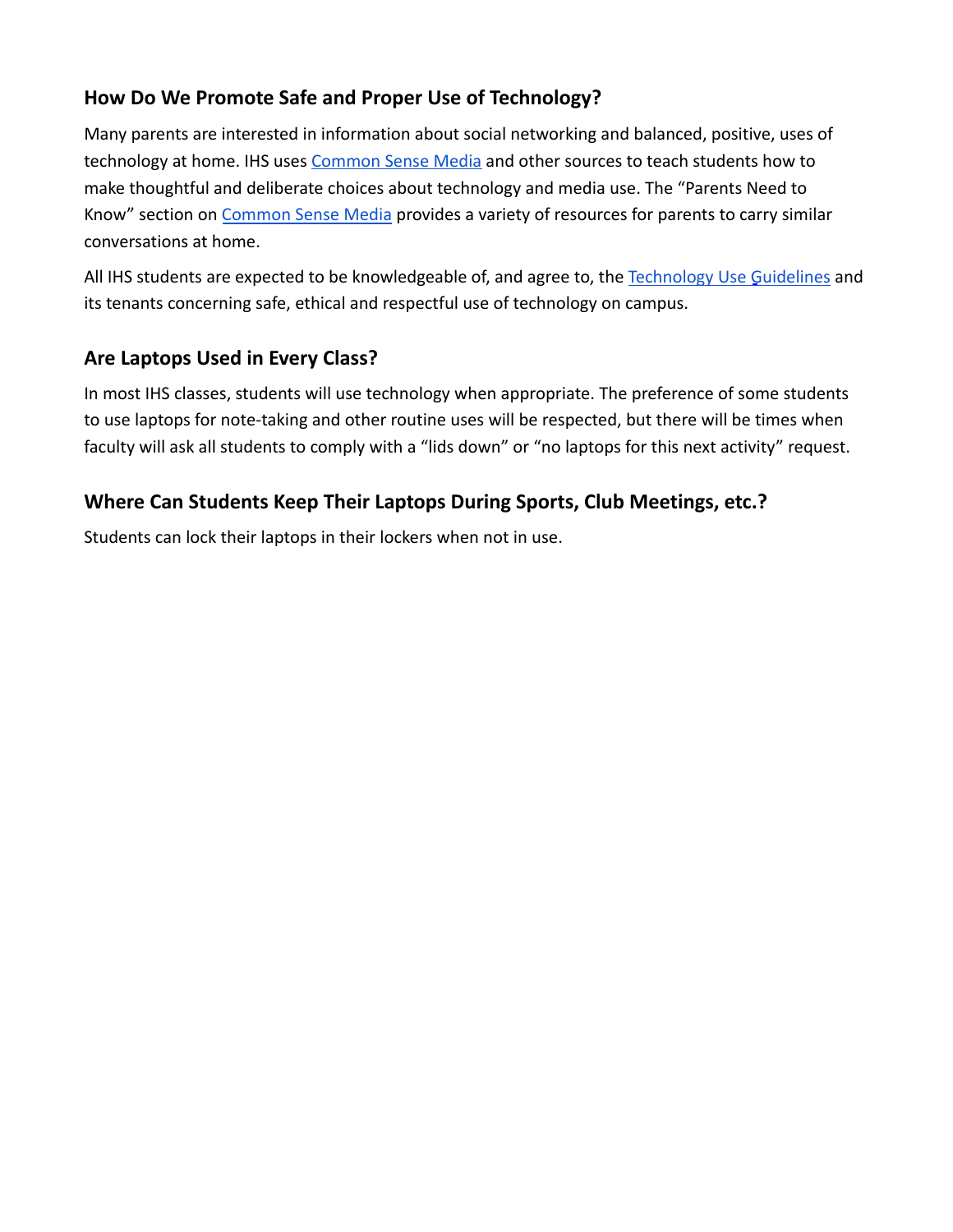## How Do We Promote Safe and Proper Use of Technology?

Many parents are interested in information about social networking and balanced, positive, uses of technology at home. IHS uses Common Sense Media and other sources to teach students how to make thoughtful and deliberate choices about technology and media use. The "Parents Need to Know" section on Common Sense Media provides a variety of resources for parents to carry similar conversations at home.

All IHS students are expected to be knowledgeable of, and agree to, the Technology Use Guidelines and its tenants concerning safe, ethical and respectful use of technology on campus.

## Are Laptops Used in Every Class?

In most IHS classes, students will use technology when appropriate. The preference of some students to use laptops for note-taking and other routine uses will be respected, but there will be times when faculty will ask all students to comply with a "lids down" or "no laptops for this next activity" request.

## Where Can Students Keep Their Laptops During Sports, Club Meetings, etc.?

Students can lock their laptops in their lockers when not in use.